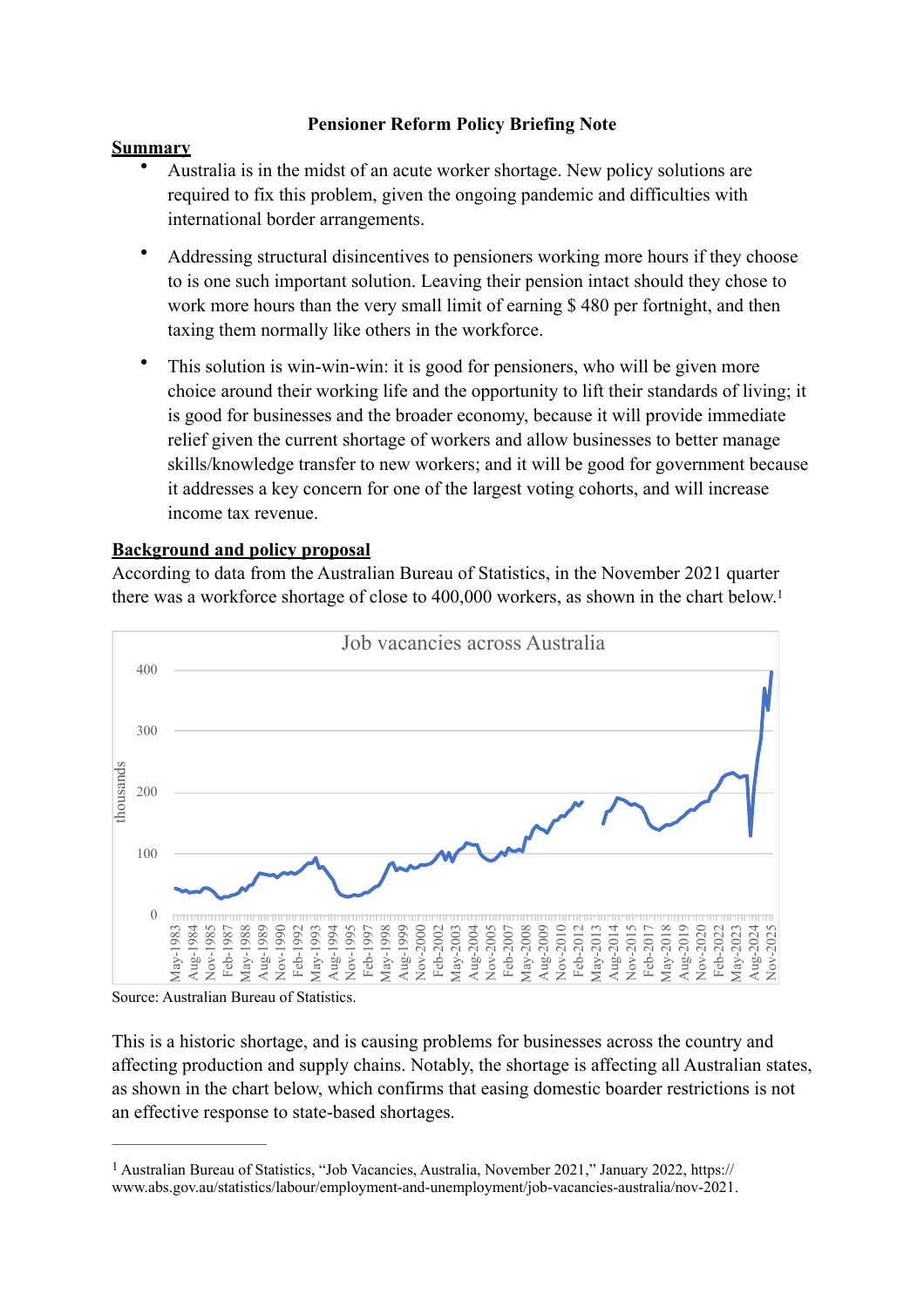**Pensioner Reform Policy Briefing Note**

## Summary

- Australia is in the midst of an acute worker shortage. New policy solutions are required to fix this problem, given the ongoing pandemic and difficulties with international border arrangements.
- Addressing structural disincentives to pensioners working more hours if they choose to is one such important solution. Leaving their pension intact should they chose to work more hours than the very small limit of earning $ 480 per fortnight, and then taxing them normally like others in the workforce.
- This solution is win-win-win: it is good for pensioners, who will be given more choice around their working life and the opportunity to lift their standards of living; it is good for businesses and the broader economy, because it will provide immediate relief given the current shortage of workers and allow businesses to better manage skills/knowledge transfer to new workers; and it will be good for government because it addresses a key concern for one of the largest voting cohorts, and will increase income tax revenue.

## Background and policy proposal

According to data from the Australian Bureau of Statistics, in the November 2021 quarter there was a workforce shortage of close to 400,000 workers, as shown in the chart below.[1]

Job vacancies across Australia

Source: Australian Bureau of Statistics.

This is a historic shortage, and is causing problems for businesses across the country and affecting production and supply chains. Notably, the shortage is affecting all Australian states, as shown in the chart below, which confirms that easing domestic boarder restrictions is not an effective response to state-based shortages.

---

[1] Australian Bureau of Statistics, "Job Vacancies, Australia, November 2021," January 2022, https://www.abs.gov.au/statistics/labour/employment-and-unemployment/job-vacancies-australia/nov-2021.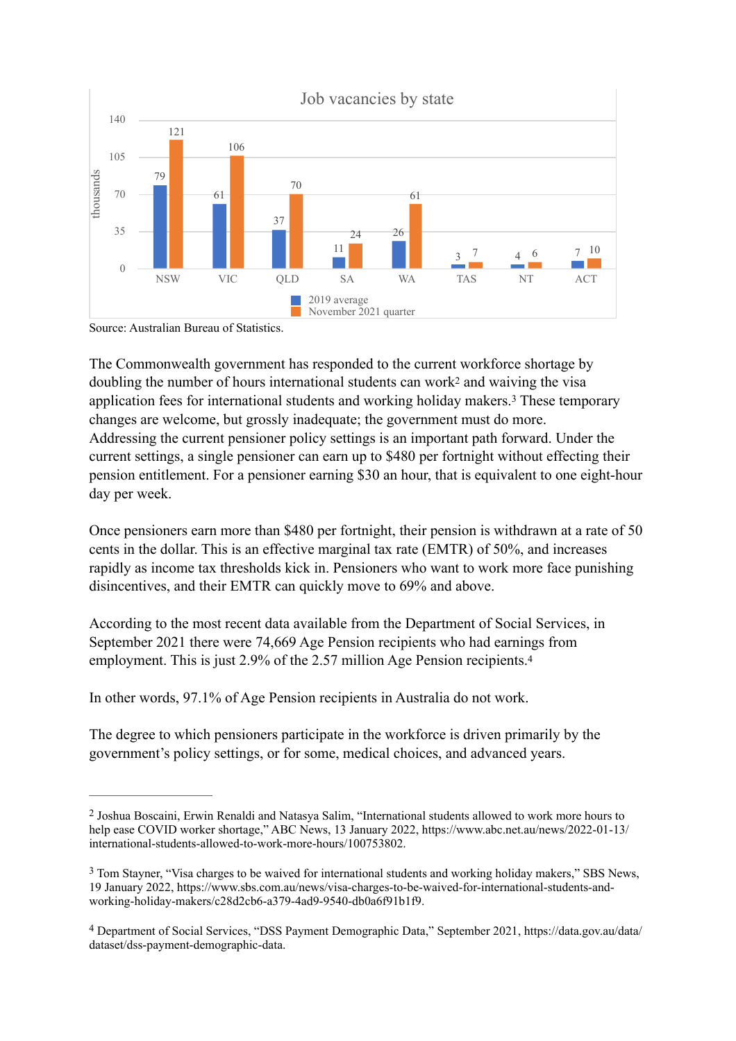**Job vacancies by state**

(thousands)

| State | 2019 average | November 2021 quarter |
|---|---|---|
| NSW | 79 | 121 |
| VIC | 61 | 106 |
| QLD | 37 | 70 |
| SA | 11 | 24 |
| WA | 26 | 61 |
| TAS | 3 | 7 |
| NT | 4 | 6 |
| ACT | 7 | 10 |

Source: Australian Bureau of Statistics.

The Commonwealth government has responded to the current workforce shortage by doubling the number of hours international students can work[2] and waiving the visa application fees for international students and working holiday makers.[3] These temporary changes are welcome, but grossly inadequate; the government must do more. Addressing the current pensioner policy settings is an important path forward. Under the current settings, a single pensioner can earn up to $480 per fortnight without effecting their pension entitlement. For a pensioner earning $30 an hour, that is equivalent to one eight-hour day per week.

Once pensioners earn more than $480 per fortnight, their pension is withdrawn at a rate of 50 cents in the dollar. This is an effective marginal tax rate (EMTR) of 50%, and increases rapidly as income tax thresholds kick in. Pensioners who want to work more face punishing disincentives, and their EMTR can quickly move to 69% and above.

According to the most recent data available from the Department of Social Services, in September 2021 there were 74,669 Age Pension recipients who had earnings from employment. This is just 2.9% of the 2.57 million Age Pension recipients.[4]

In other words, 97.1% of Age Pension recipients in Australia do not work.

The degree to which pensioners participate in the workforce is driven primarily by the government's policy settings, or for some, medical choices, and advanced years.

---

[2] Joshua Boscaini, Erwin Renaldi and Natasya Salim, "International students allowed to work more hours to help ease COVID worker shortage," ABC News, 13 January 2022, https://www.abc.net.au/news/2022-01-13/international-students-allowed-to-work-more-hours/100753802.

[3] Tom Stayner, "Visa charges to be waived for international students and working holiday makers," SBS News, 19 January 2022, https://www.sbs.com.au/news/visa-charges-to-be-waived-for-international-students-and-working-holiday-makers/c28d2cb6-a379-4ad9-9540-db0a6f91b1f9.

[4] Department of Social Services, "DSS Payment Demographic Data," September 2021, https://data.gov.au/data/dataset/dss-payment-demographic-data.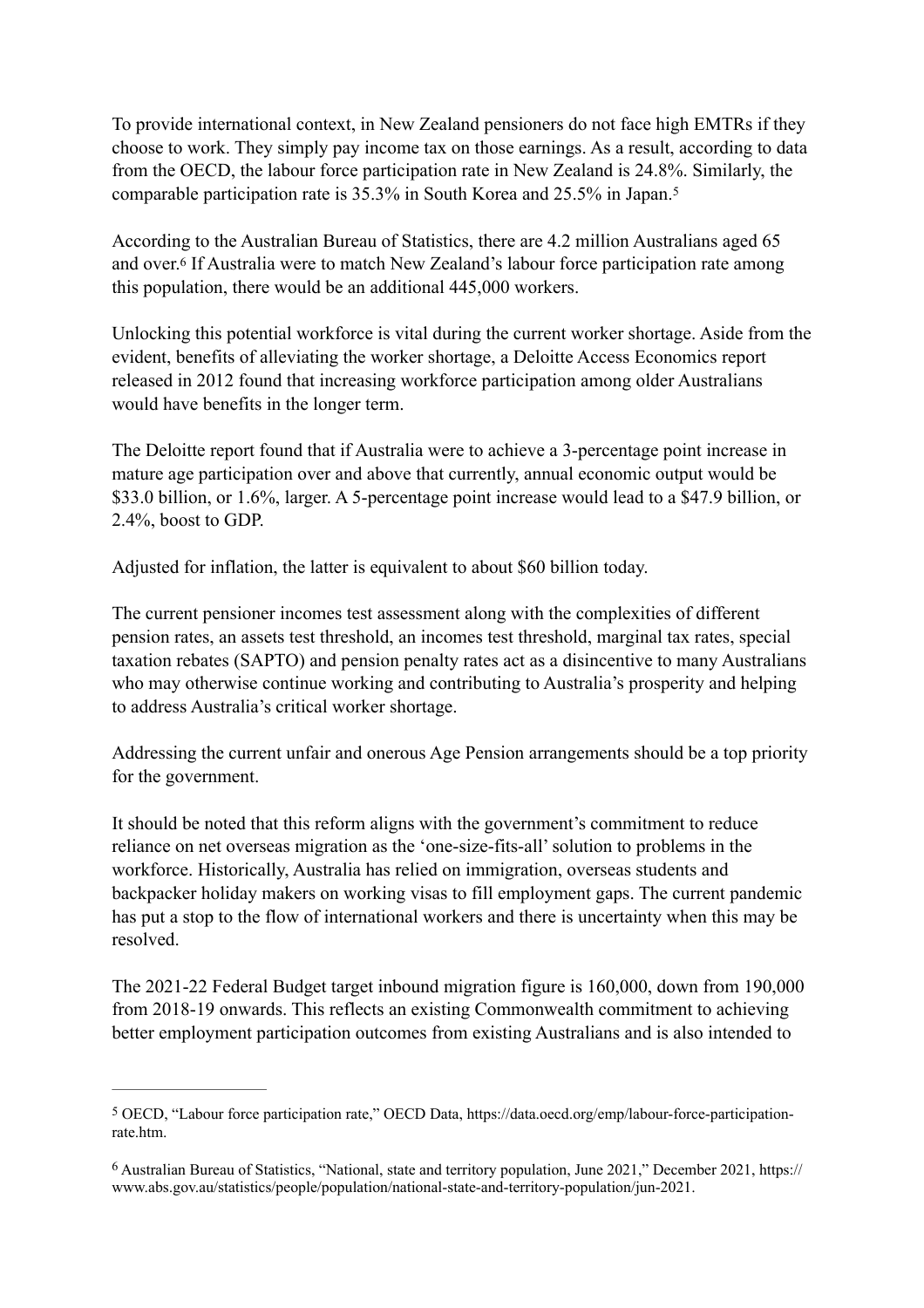To provide international context, in New Zealand pensioners do not face high EMTRs if they choose to work. They simply pay income tax on those earnings. As a result, according to data from the OECD, the labour force participation rate in New Zealand is 24.8%. Similarly, the comparable participation rate is 35.3% in South Korea and 25.5% in Japan.[5]

According to the Australian Bureau of Statistics, there are 4.2 million Australians aged 65 and over.[6] If Australia were to match New Zealand's labour force participation rate among this population, there would be an additional 445,000 workers.

Unlocking this potential workforce is vital during the current worker shortage. Aside from the evident, benefits of alleviating the worker shortage, a Deloitte Access Economics report released in 2012 found that increasing workforce participation among older Australians would have benefits in the longer term.

The Deloitte report found that if Australia were to achieve a 3-percentage point increase in mature age participation over and above that currently, annual economic output would be $33.0 billion, or 1.6%, larger. A 5-percentage point increase would lead to a $47.9 billion, or 2.4%, boost to GDP.

Adjusted for inflation, the latter is equivalent to about $60 billion today.

The current pensioner incomes test assessment along with the complexities of different pension rates, an assets test threshold, an incomes test threshold, marginal tax rates, special taxation rebates (SAPTO) and pension penalty rates act as a disincentive to many Australians who may otherwise continue working and contributing to Australia's prosperity and helping to address Australia's critical worker shortage.

Addressing the current unfair and onerous Age Pension arrangements should be a top priority for the government.

It should be noted that this reform aligns with the government's commitment to reduce reliance on net overseas migration as the 'one-size-fits-all' solution to problems in the workforce. Historically, Australia has relied on immigration, overseas students and backpacker holiday makers on working visas to fill employment gaps. The current pandemic has put a stop to the flow of international workers and there is uncertainty when this may be resolved.

The 2021-22 Federal Budget target inbound migration figure is 160,000, down from 190,000 from 2018-19 onwards. This reflects an existing Commonwealth commitment to achieving better employment participation outcomes from existing Australians and is also intended to

---

[5] OECD, "Labour force participation rate," OECD Data, https://data.oecd.org/emp/labour-force-participation-rate.htm.

[6] Australian Bureau of Statistics, "National, state and territory population, June 2021," December 2021, https://www.abs.gov.au/statistics/people/population/national-state-and-territory-population/jun-2021.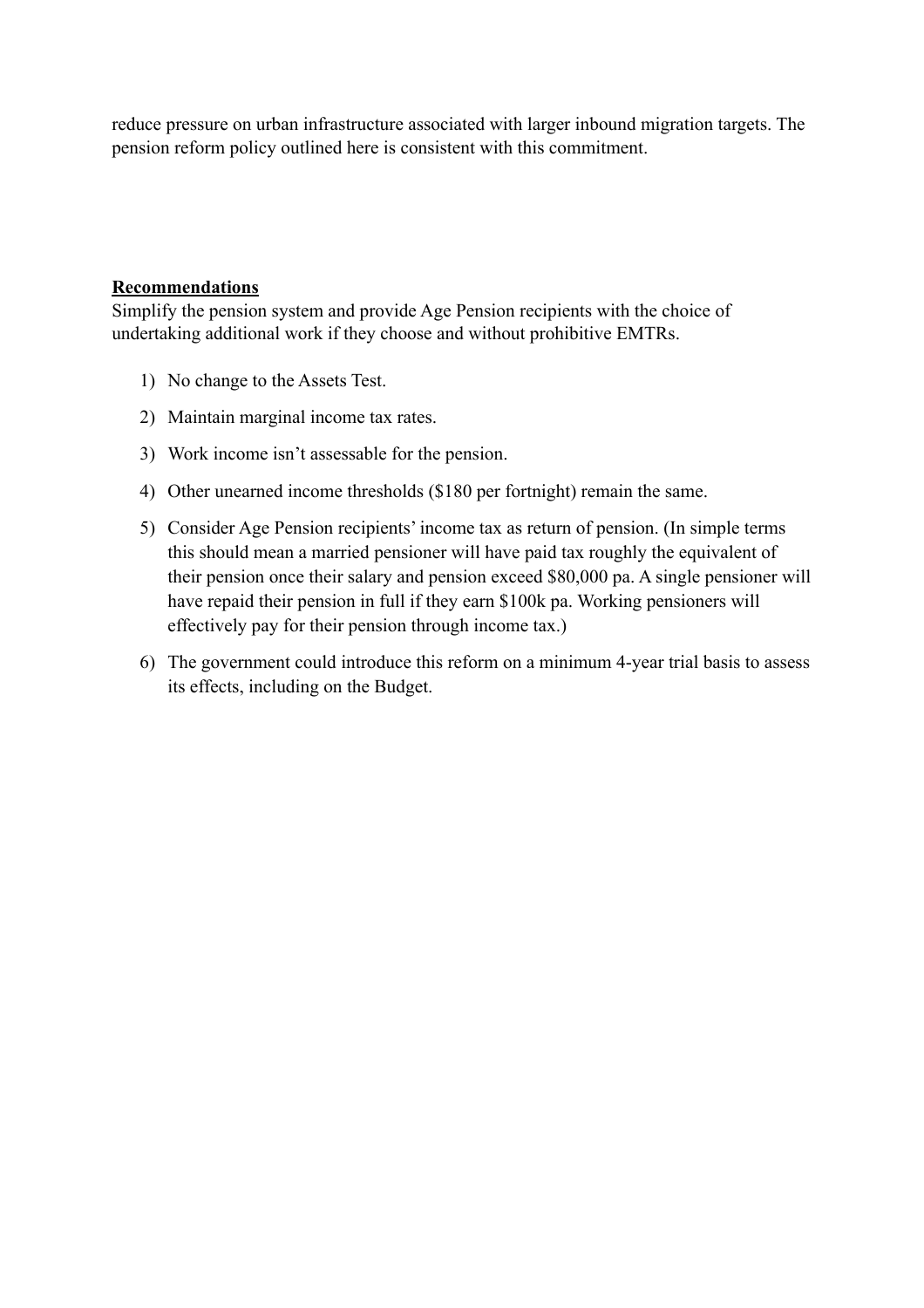reduce pressure on urban infrastructure associated with larger inbound migration targets. The pension reform policy outlined here is consistent with this commitment.

**Recommendations**

Simplify the pension system and provide Age Pension recipients with the choice of undertaking additional work if they choose and without prohibitive EMTRs.

1) No change to the Assets Test.
2) Maintain marginal income tax rates.
3) Work income isn't assessable for the pension.
4) Other unearned income thresholds ($180 per fortnight) remain the same.
5) Consider Age Pension recipients' income tax as return of pension. (In simple terms this should mean a married pensioner will have paid tax roughly the equivalent of their pension once their salary and pension exceed $80,000 pa. A single pensioner will have repaid their pension in full if they earn $100k pa. Working pensioners will effectively pay for their pension through income tax.)
6) The government could introduce this reform on a minimum 4-year trial basis to assess its effects, including on the Budget.